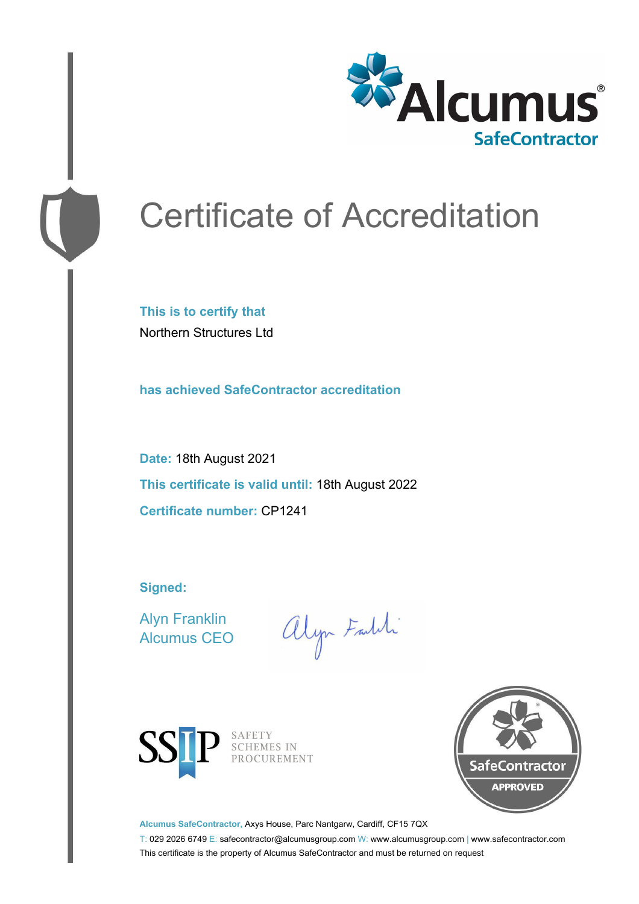Alcumus®
SafeContractor

# Certificate of Accreditation

**This is to certify that**

Northern Structures Ltd

**has achieved SafeContractor accreditation**

**Date:** 18th August 2021

**This certificate is valid until:** 18th August 2022

**Certificate number:** CP1241

**Signed:**

Alyn Franklin
Alcumus CEO

SSIP SAFETY SCHEMES IN PROCUREMENT

SafeContractor APPROVED

**Alcumus SafeContractor,** Axys House, Parc Nantgarw, Cardiff, CF15 7QX

T: 029 2026 6749 E: safecontractor@alcumusgroup.com W: www.alcumusgroup.com | www.safecontractor.com

This certificate is the property of Alcumus SafeContractor and must be returned on request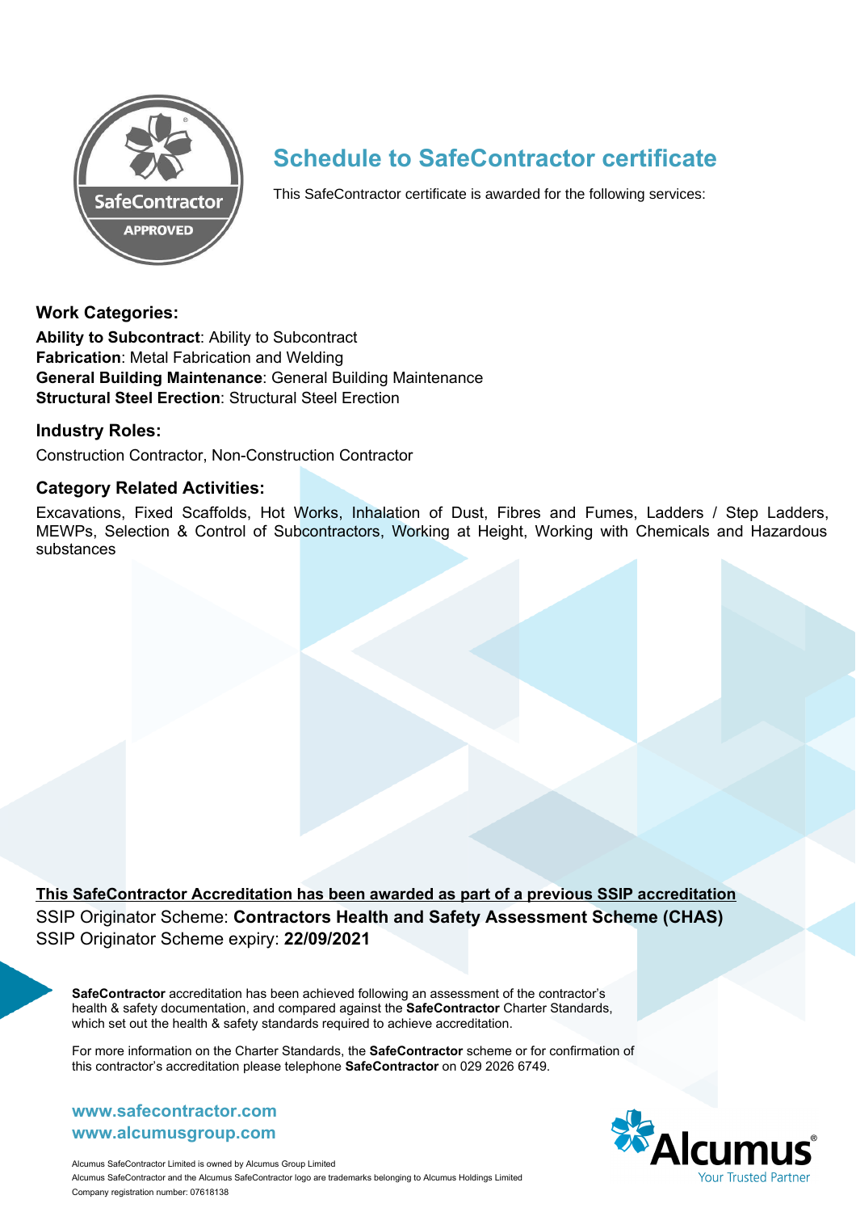# Schedule to SafeContractor certificate

This SafeContractor certificate is awarded for the following services:

### Work Categories:

**Ability to Subcontract**: Ability to Subcontract
**Fabrication**: Metal Fabrication and Welding
**General Building Maintenance**: General Building Maintenance
**Structural Steel Erection**: Structural Steel Erection

### Industry Roles:

Construction Contractor, Non-Construction Contractor

### Category Related Activities:

Excavations, Fixed Scaffolds, Hot Works, Inhalation of Dust, Fibres and Fumes, Ladders / Step Ladders, MEWPs, Selection & Control of Subcontractors, Working at Height, Working with Chemicals and Hazardous substances

**This SafeContractor Accreditation has been awarded as part of a previous SSIP accreditation**

SSIP Originator Scheme: **Contractors Health and Safety Assessment Scheme (CHAS)**
SSIP Originator Scheme expiry: **22/09/2021**

**SafeContractor** accreditation has been achieved following an assessment of the contractor's health & safety documentation, and compared against the **SafeContractor** Charter Standards, which set out the health & safety standards required to achieve accreditation.

For more information on the Charter Standards, the **SafeContractor** scheme or for confirmation of this contractor's accreditation please telephone **SafeContractor** on 029 2026 6749.

**www.safecontractor.com**
**www.alcumusgroup.com**

Alcumus SafeContractor Limited is owned by Alcumus Group Limited
Alcumus SafeContractor and the Alcumus SafeContractor logo are trademarks belonging to Alcumus Holdings Limited
Company registration number: 07618138

Alcumus® Your Trusted Partner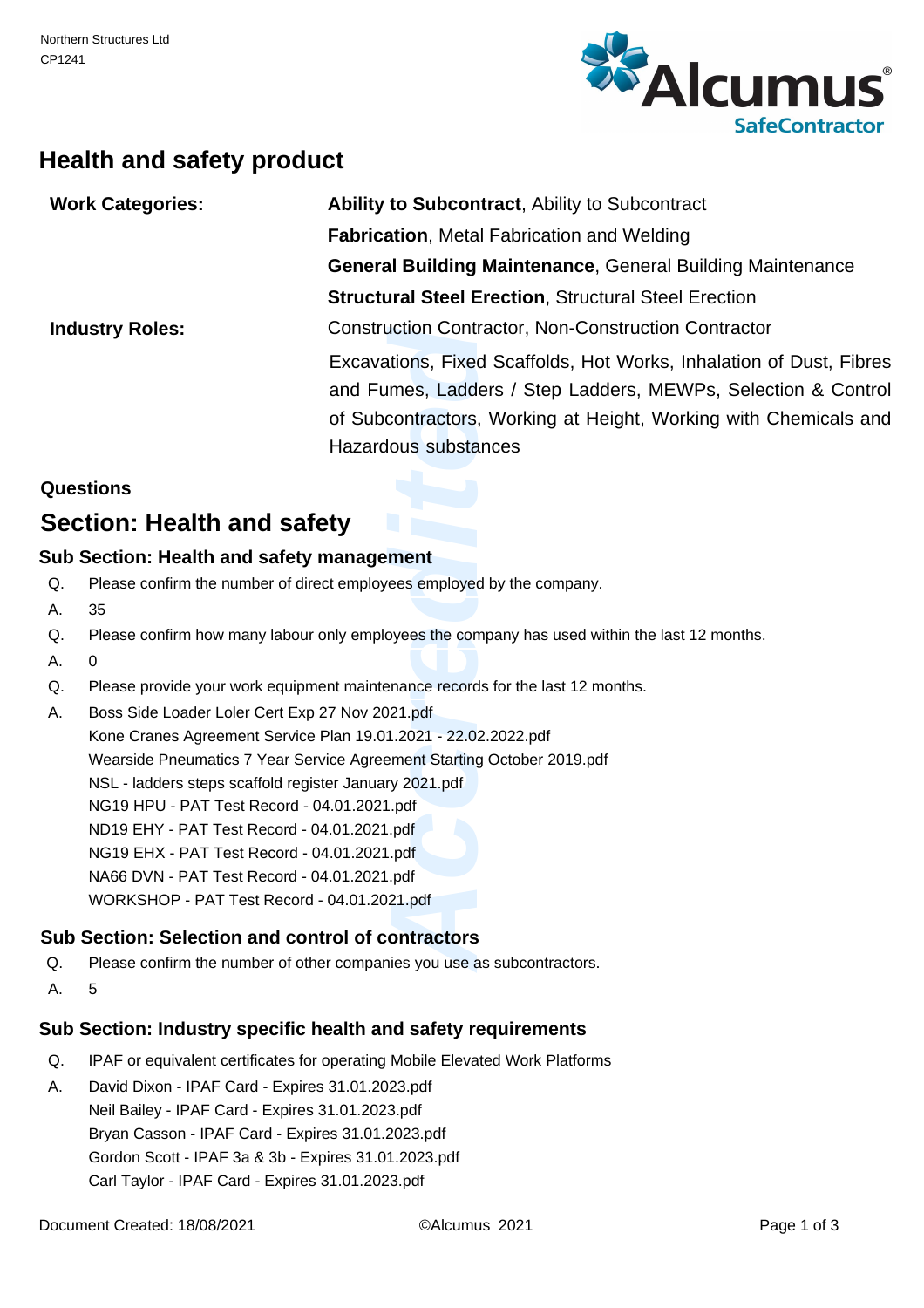Northern Structures Ltd
CP1241

# Health and safety product

| | |
|---|---|
| **Work Categories:** | **Ability to Subcontract**, Ability to Subcontract |
| | **Fabrication**, Metal Fabrication and Welding |
| | **General Building Maintenance**, General Building Maintenance |
| | **Structural Steel Erection**, Structural Steel Erection |
| **Industry Roles:** | Construction Contractor, Non-Construction Contractor |
| | Excavations, Fixed Scaffolds, Hot Works, Inhalation of Dust, Fibres and Fumes, Ladders / Step Ladders, MEWPs, Selection & Control of Subcontractors, Working at Height, Working with Chemicals and Hazardous substances |

**Questions**

## Section: Health and safety

### Sub Section: Health and safety management

Q. Please confirm the number of direct employees employed by the company.

A. 35

Q. Please confirm how many labour only employees the company has used within the last 12 months.

A. 0

Q. Please provide your work equipment maintenance records for the last 12 months.

A. Boss Side Loader Loler Cert Exp 27 Nov 2021.pdf
Kone Cranes Agreement Service Plan 19.01.2021 - 22.02.2022.pdf
Wearside Pneumatics 7 Year Service Agreement Starting October 2019.pdf
NSL - ladders steps scaffold register January 2021.pdf
NG19 HPU - PAT Test Record - 04.01.2021.pdf
ND19 EHY - PAT Test Record - 04.01.2021.pdf
NG19 EHX - PAT Test Record - 04.01.2021.pdf
NA66 DVN - PAT Test Record - 04.01.2021.pdf
WORKSHOP - PAT Test Record - 04.01.2021.pdf

### Sub Section: Selection and control of contractors

Q. Please confirm the number of other companies you use as subcontractors.

A. 5

### Sub Section: Industry specific health and safety requirements

Q. IPAF or equivalent certificates for operating Mobile Elevated Work Platforms

A. David Dixon - IPAF Card - Expires 31.01.2023.pdf
Neil Bailey - IPAF Card - Expires 31.01.2023.pdf
Bryan Casson - IPAF Card - Expires 31.01.2023.pdf
Gordon Scott - IPAF 3a & 3b - Expires 31.01.2023.pdf
Carl Taylor - IPAF Card - Expires 31.01.2023.pdf

Document Created: 18/08/2021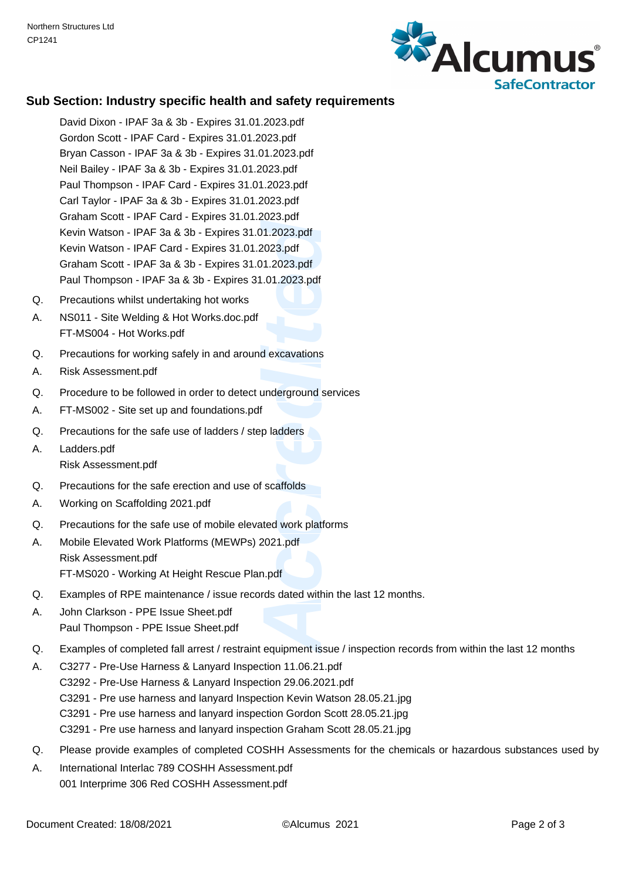## Sub Section: Industry specific health and safety requirements

David Dixon - IPAF 3a & 3b - Expires 31.01.2023.pdf
Gordon Scott - IPAF Card - Expires 31.01.2023.pdf
Bryan Casson - IPAF 3a & 3b - Expires 31.01.2023.pdf
Neil Bailey - IPAF 3a & 3b - Expires 31.01.2023.pdf
Paul Thompson - IPAF Card - Expires 31.01.2023.pdf
Carl Taylor - IPAF 3a & 3b - Expires 31.01.2023.pdf
Graham Scott - IPAF Card - Expires 31.01.2023.pdf
Kevin Watson - IPAF 3a & 3b - Expires 31.01.2023.pdf
Kevin Watson - IPAF Card - Expires 31.01.2023.pdf
Graham Scott - IPAF 3a & 3b - Expires 31.01.2023.pdf
Paul Thompson - IPAF 3a & 3b - Expires 31.01.2023.pdf

Q. Precautions whilst undertaking hot works

A. NS011 - Site Welding & Hot Works.doc.pdf
FT-MS004 - Hot Works.pdf

Q. Precautions for working safely in and around excavations

A. Risk Assessment.pdf

Q. Procedure to be followed in order to detect underground services

A. FT-MS002 - Site set up and foundations.pdf

Q. Precautions for the safe use of ladders / step ladders

A. Ladders.pdf
Risk Assessment.pdf

Q. Precautions for the safe erection and use of scaffolds

A. Working on Scaffolding 2021.pdf

Q. Precautions for the safe use of mobile elevated work platforms

A. Mobile Elevated Work Platforms (MEWPs) 2021.pdf
Risk Assessment.pdf
FT-MS020 - Working At Height Rescue Plan.pdf

Q. Examples of RPE maintenance / issue records dated within the last 12 months.

A. John Clarkson - PPE Issue Sheet.pdf
Paul Thompson - PPE Issue Sheet.pdf

Q. Examples of completed fall arrest / restraint equipment issue / inspection records from within the last 12 months

A. C3277 - Pre-Use Harness & Lanyard Inspection 11.06.21.pdf
C3292 - Pre-Use Harness & Lanyard Inspection 29.06.2021.pdf
C3291 - Pre use harness and lanyard Inspection Kevin Watson 28.05.21.jpg
C3291 - Pre use harness and lanyard inspection Gordon Scott 28.05.21.jpg
C3291 - Pre use harness and lanyard inspection Graham Scott 28.05.21.jpg

Q. Please provide examples of completed COSHH Assessments for the chemicals or hazardous substances used by

A. International Interlac 789 COSHH Assessment.pdf
001 Interprime 306 Red COSHH Assessment.pdf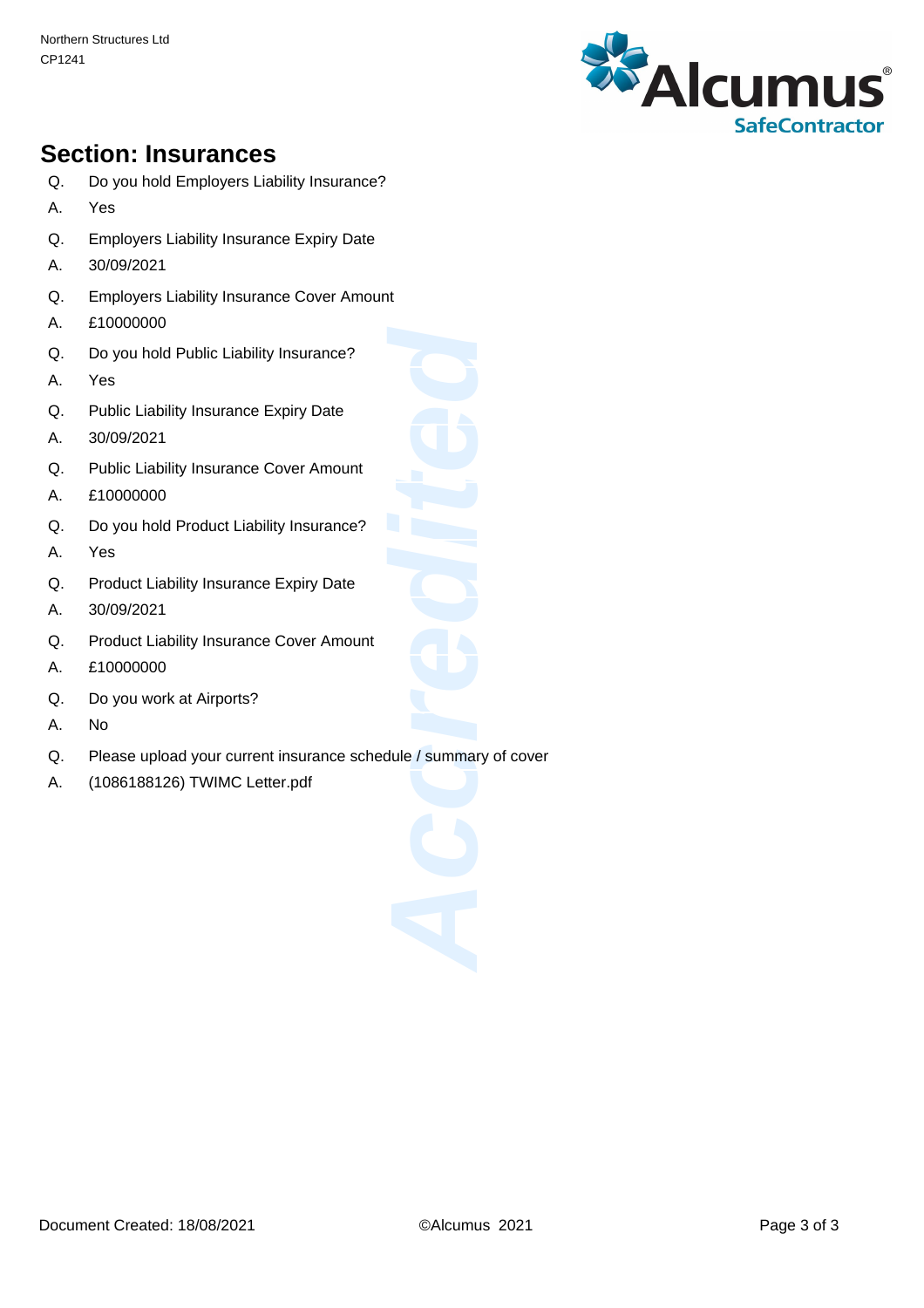Northern Structures Ltd
CP1241

## Section: Insurances

Q. Do you hold Employers Liability Insurance?

A. Yes

Q. Employers Liability Insurance Expiry Date

A. 30/09/2021

Q. Employers Liability Insurance Cover Amount

A. £10000000

Q. Do you hold Public Liability Insurance?

A. Yes

Q. Public Liability Insurance Expiry Date

A. 30/09/2021

Q. Public Liability Insurance Cover Amount

A. £10000000

Q. Do you hold Product Liability Insurance?

A. Yes

Q. Product Liability Insurance Expiry Date

A. 30/09/2021

Q. Product Liability Insurance Cover Amount

A. £10000000

Q. Do you work at Airports?

A. No

Q. Please upload your current insurance schedule / summary of cover

A. (1086188126) TWIMC Letter.pdf

Document Created: 18/08/2021 ©Alcumus 2021